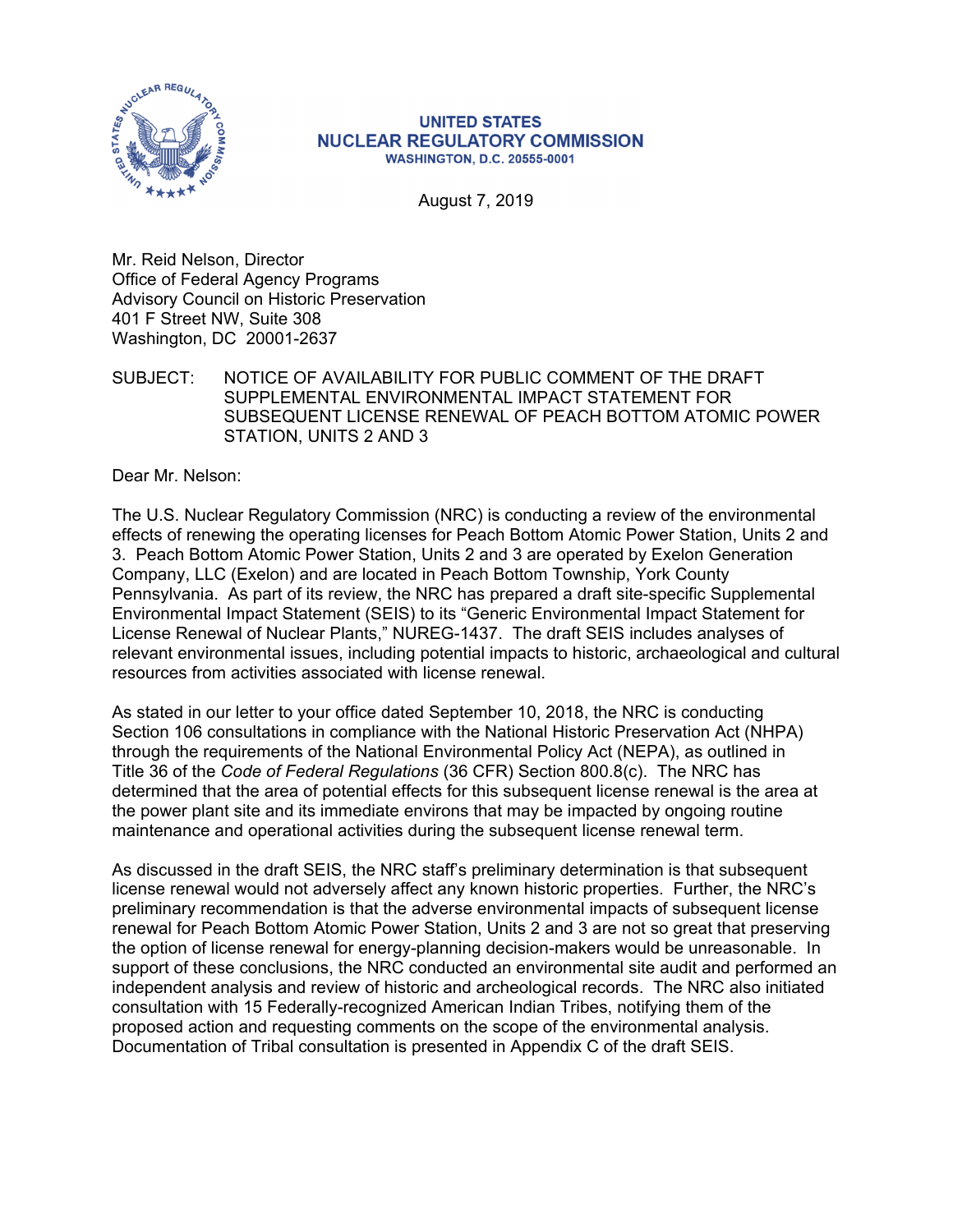**UNITED STATES**
**NUCLEAR REGULATORY COMMISSION**
**WASHINGTON, D.C. 20555-0001**

August 7, 2019

Mr. Reid Nelson, Director
Office of Federal Agency Programs
Advisory Council on Historic Preservation
401 F Street NW, Suite 308
Washington, DC 20001-2637

SUBJECT: NOTICE OF AVAILABILITY FOR PUBLIC COMMENT OF THE DRAFT SUPPLEMENTAL ENVIRONMENTAL IMPACT STATEMENT FOR SUBSEQUENT LICENSE RENEWAL OF PEACH BOTTOM ATOMIC POWER STATION, UNITS 2 AND 3

Dear Mr. Nelson:

The U.S. Nuclear Regulatory Commission (NRC) is conducting a review of the environmental effects of renewing the operating licenses for Peach Bottom Atomic Power Station, Units 2 and 3. Peach Bottom Atomic Power Station, Units 2 and 3 are operated by Exelon Generation Company, LLC (Exelon) and are located in Peach Bottom Township, York County Pennsylvania. As part of its review, the NRC has prepared a draft site-specific Supplemental Environmental Impact Statement (SEIS) to its "Generic Environmental Impact Statement for License Renewal of Nuclear Plants," NUREG-1437. The draft SEIS includes analyses of relevant environmental issues, including potential impacts to historic, archaeological and cultural resources from activities associated with license renewal.

As stated in our letter to your office dated September 10, 2018, the NRC is conducting Section 106 consultations in compliance with the National Historic Preservation Act (NHPA) through the requirements of the National Environmental Policy Act (NEPA), as outlined in Title 36 of the *Code of Federal Regulations* (36 CFR) Section 800.8(c). The NRC has determined that the area of potential effects for this subsequent license renewal is the area at the power plant site and its immediate environs that may be impacted by ongoing routine maintenance and operational activities during the subsequent license renewal term.

As discussed in the draft SEIS, the NRC staff's preliminary determination is that subsequent license renewal would not adversely affect any known historic properties. Further, the NRC's preliminary recommendation is that the adverse environmental impacts of subsequent license renewal for Peach Bottom Atomic Power Station, Units 2 and 3 are not so great that preserving the option of license renewal for energy-planning decision-makers would be unreasonable. In support of these conclusions, the NRC conducted an environmental site audit and performed an independent analysis and review of historic and archeological records. The NRC also initiated consultation with 15 Federally-recognized American Indian Tribes, notifying them of the proposed action and requesting comments on the scope of the environmental analysis. Documentation of Tribal consultation is presented in Appendix C of the draft SEIS.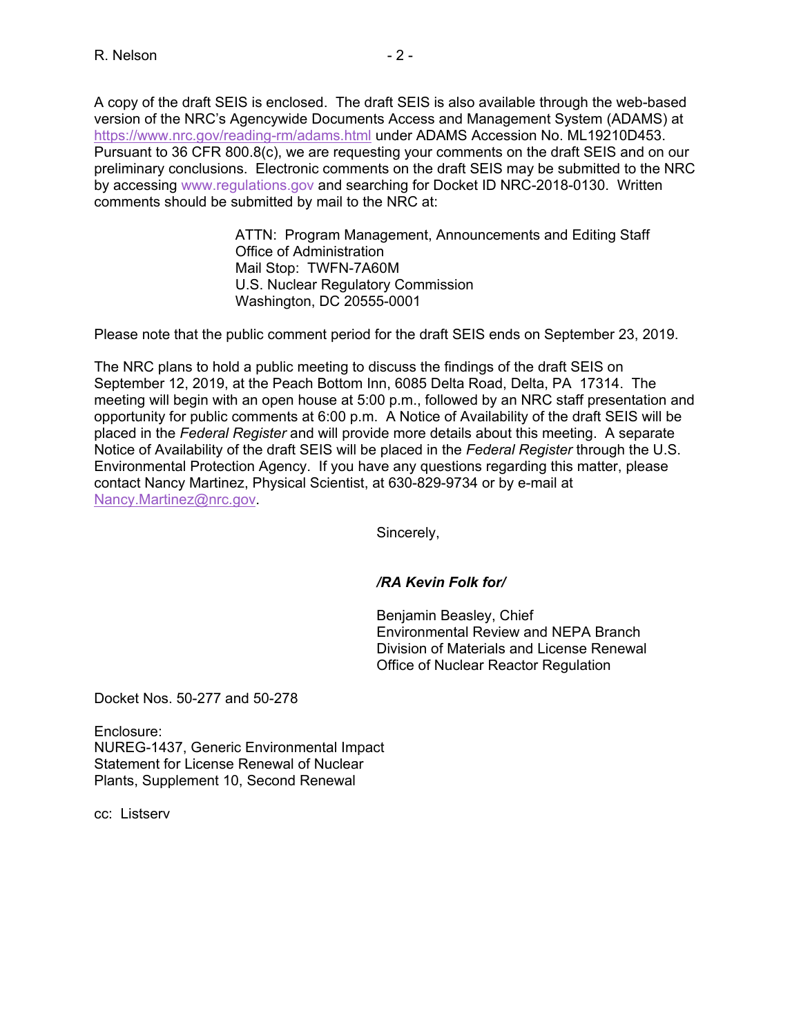A copy of the draft SEIS is enclosed. The draft SEIS is also available through the web-based version of the NRC's Agencywide Documents Access and Management System (ADAMS) at https://www.nrc.gov/reading-rm/adams.html under ADAMS Accession No. ML19210D453. Pursuant to 36 CFR 800.8(c), we are requesting your comments on the draft SEIS and on our preliminary conclusions. Electronic comments on the draft SEIS may be submitted to the NRC by accessing www.regulations.gov and searching for Docket ID NRC-2018-0130. Written comments should be submitted by mail to the NRC at:

> ATTN: Program Management, Announcements and Editing Staff
> Office of Administration
> Mail Stop: TWFN-7A60M
> U.S. Nuclear Regulatory Commission
> Washington, DC 20555-0001

Please note that the public comment period for the draft SEIS ends on September 23, 2019.

The NRC plans to hold a public meeting to discuss the findings of the draft SEIS on September 12, 2019, at the Peach Bottom Inn, 6085 Delta Road, Delta, PA 17314. The meeting will begin with an open house at 5:00 p.m., followed by an NRC staff presentation and opportunity for public comments at 6:00 p.m. A Notice of Availability of the draft SEIS will be placed in the *Federal Register* and will provide more details about this meeting. A separate Notice of Availability of the draft SEIS will be placed in the *Federal Register* through the U.S. Environmental Protection Agency. If you have any questions regarding this matter, please contact Nancy Martinez, Physical Scientist, at 630-829-9734 or by e-mail at Nancy.Martinez@nrc.gov.

Sincerely,

***/RA Kevin Folk for/***

Benjamin Beasley, Chief
Environmental Review and NEPA Branch
Division of Materials and License Renewal
Office of Nuclear Reactor Regulation

Docket Nos. 50-277 and 50-278

Enclosure:
NUREG-1437, Generic Environmental Impact Statement for License Renewal of Nuclear Plants, Supplement 10, Second Renewal

cc: Listserv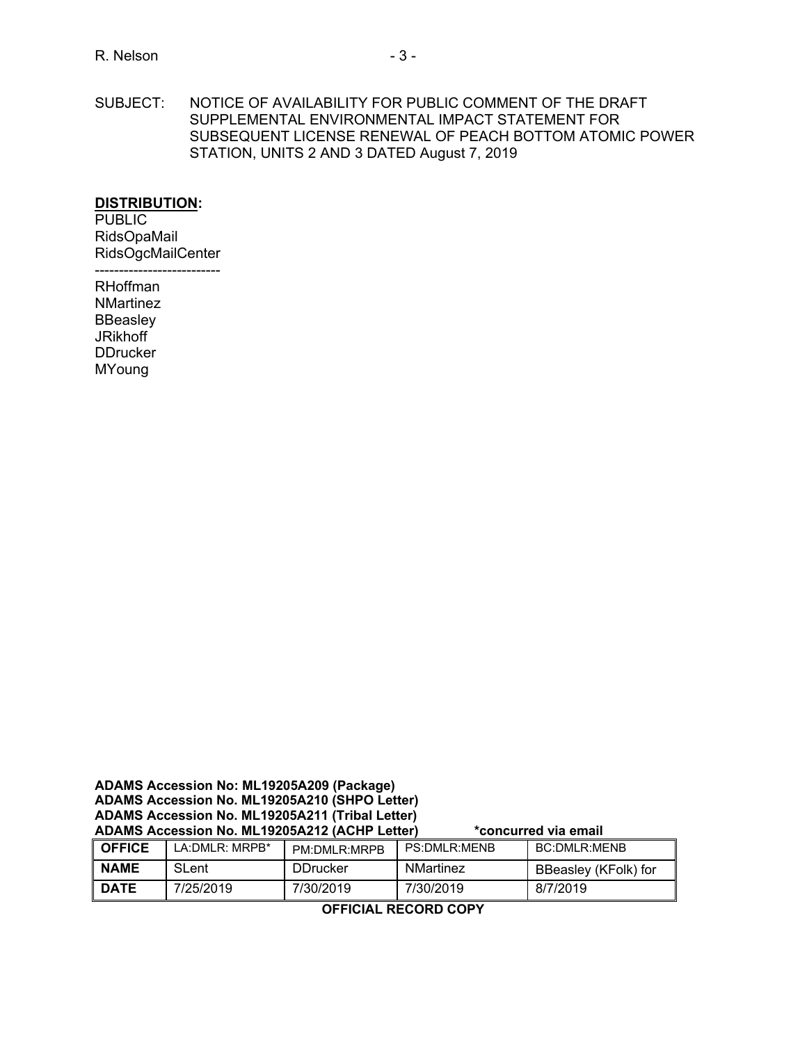SUBJECT: NOTICE OF AVAILABILITY FOR PUBLIC COMMENT OF THE DRAFT SUPPLEMENTAL ENVIRONMENTAL IMPACT STATEMENT FOR SUBSEQUENT LICENSE RENEWAL OF PEACH BOTTOM ATOMIC POWER STATION, UNITS 2 AND 3 DATED August 7, 2019

**DISTRIBUTION:**

PUBLIC
RidsOpaMail
RidsOgcMailCenter
-------------------------
RHoffman
NMartinez
BBeasley
JRikhoff
DDrucker
MYoung

**ADAMS Accession No: ML19205A209 (Package)**
**ADAMS Accession No. ML19205A210 (SHPO Letter)**
**ADAMS Accession No. ML19205A211 (Tribal Letter)**
**ADAMS Accession No. ML19205A212 (ACHP Letter)** **\*concurred via email**

| **OFFICE** | LA:DMLR: MRPB* | PM:DMLR:MRPB | PS:DMLR:MENB | BC:DMLR:MENB |
|---|---|---|---|---|
| **NAME** | SLent | DDrucker | NMartinez | BBeasley (KFolk) for |
| **DATE** | 7/25/2019 | 7/30/2019 | 7/30/2019 | 8/7/2019 |

**OFFICIAL RECORD COPY**